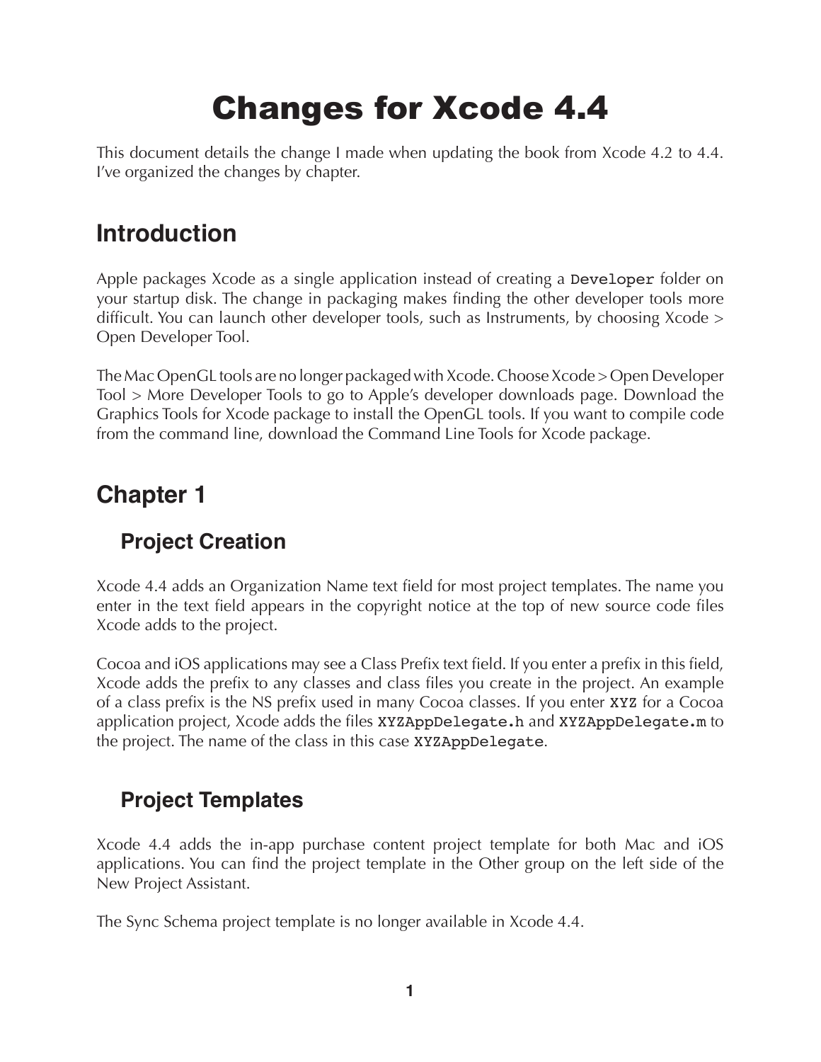# Changes for Xcode 4.4

This document details the change I made when updating the book from Xcode 4.2 to 4.4. I've organized the changes by chapter.

## Introduction

Apple packages Xcode as a single application instead of creating a `Developer` folder on your startup disk. The change in packaging makes finding the other developer tools more difficult. You can launch other developer tools, such as Instruments, by choosing Xcode > Open Developer Tool.

The Mac OpenGL tools are no longer packaged with Xcode. Choose Xcode > Open Developer Tool > More Developer Tools to go to Apple's developer downloads page. Download the Graphics Tools for Xcode package to install the OpenGL tools. If you want to compile code from the command line, download the Command Line Tools for Xcode package.

## Chapter 1

### Project Creation

Xcode 4.4 adds an Organization Name text field for most project templates. The name you enter in the text field appears in the copyright notice at the top of new source code files Xcode adds to the project.

Cocoa and iOS applications may see a Class Prefix text field. If you enter a prefix in this field, Xcode adds the prefix to any classes and class files you create in the project. An example of a class prefix is the NS prefix used in many Cocoa classes. If you enter `XYZ` for a Cocoa application project, Xcode adds the files `XYZAppDelegate.h` and `XYZAppDelegate.m` to the project. The name of the class in this case `XYZAppDelegate`.

### Project Templates

Xcode 4.4 adds the in-app purchase content project template for both Mac and iOS applications. You can find the project template in the Other group on the left side of the New Project Assistant.

The Sync Schema project template is no longer available in Xcode 4.4.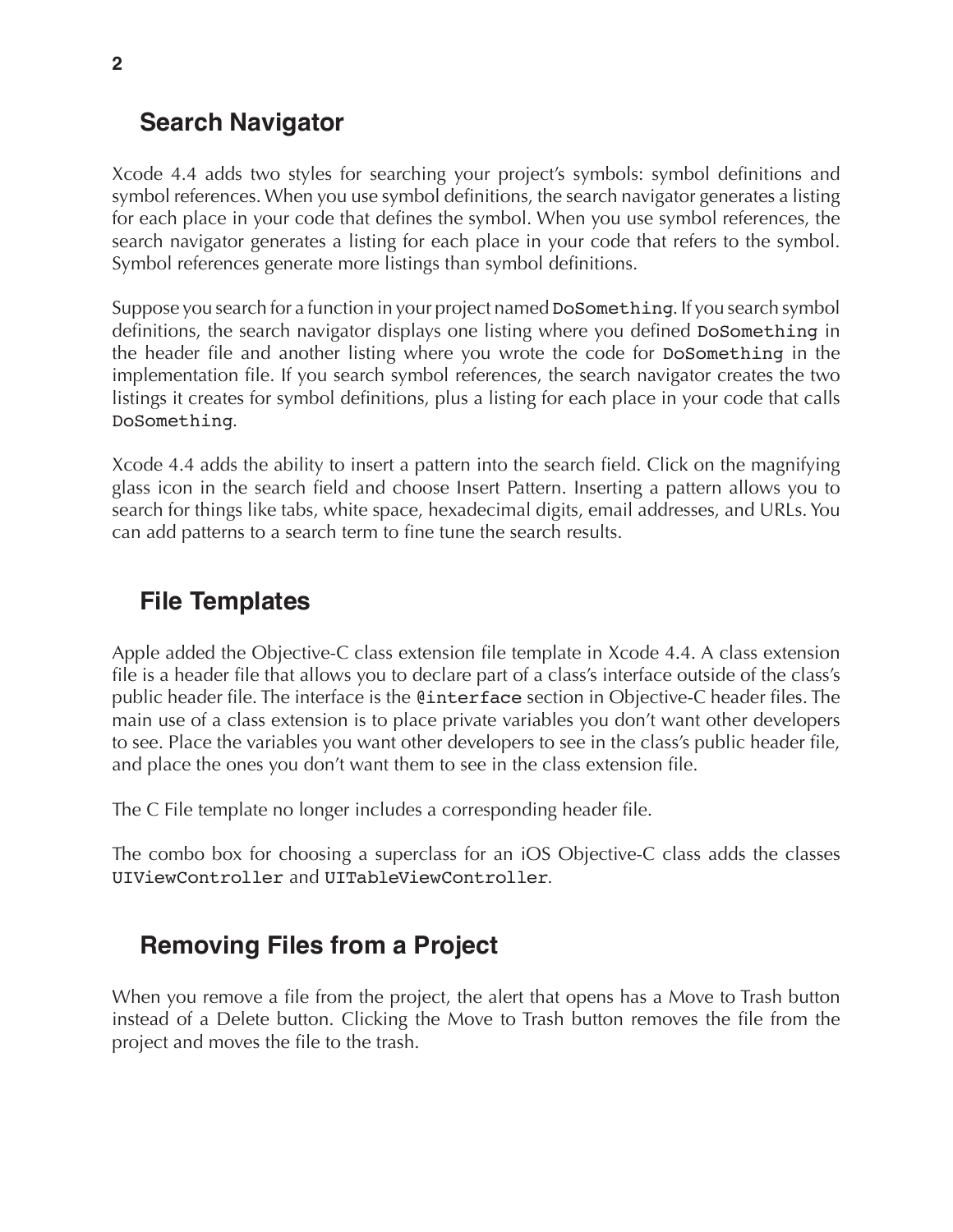## Search Navigator

Xcode 4.4 adds two styles for searching your project's symbols: symbol definitions and symbol references. When you use symbol definitions, the search navigator generates a listing for each place in your code that defines the symbol. When you use symbol references, the search navigator generates a listing for each place in your code that refers to the symbol. Symbol references generate more listings than symbol definitions.

Suppose you search for a function in your project named `DoSomething`. If you search symbol definitions, the search navigator displays one listing where you defined `DoSomething` in the header file and another listing where you wrote the code for `DoSomething` in the implementation file. If you search symbol references, the search navigator creates the two listings it creates for symbol definitions, plus a listing for each place in your code that calls `DoSomething`.

Xcode 4.4 adds the ability to insert a pattern into the search field. Click on the magnifying glass icon in the search field and choose Insert Pattern. Inserting a pattern allows you to search for things like tabs, white space, hexadecimal digits, email addresses, and URLs. You can add patterns to a search term to fine tune the search results.

## File Templates

Apple added the Objective-C class extension file template in Xcode 4.4. A class extension file is a header file that allows you to declare part of a class's interface outside of the class's public header file. The interface is the `@interface` section in Objective-C header files. The main use of a class extension is to place private variables you don't want other developers to see. Place the variables you want other developers to see in the class's public header file, and place the ones you don't want them to see in the class extension file.

The C File template no longer includes a corresponding header file.

The combo box for choosing a superclass for an iOS Objective-C class adds the classes `UIViewController` and `UITableViewController`.

## Removing Files from a Project

When you remove a file from the project, the alert that opens has a Move to Trash button instead of a Delete button. Clicking the Move to Trash button removes the file from the project and moves the file to the trash.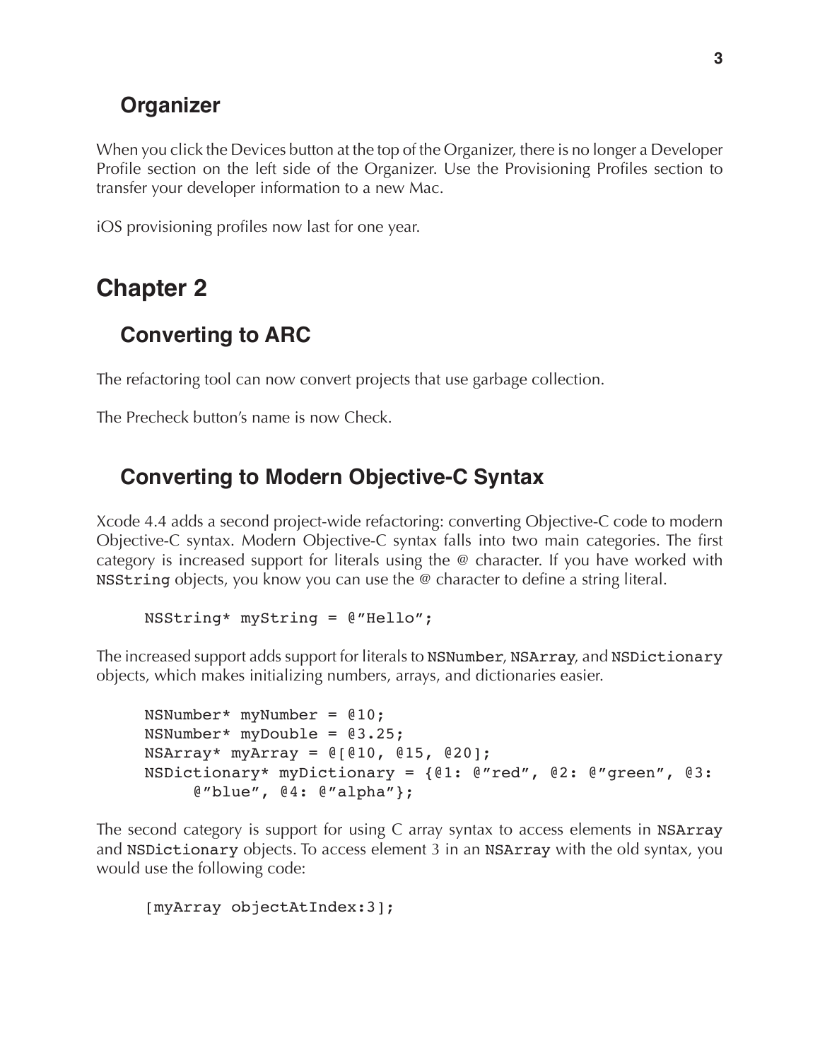## Organizer

When you click the Devices button at the top of the Organizer, there is no longer a Developer Profile section on the left side of the Organizer. Use the Provisioning Profiles section to transfer your developer information to a new Mac.

iOS provisioning profiles now last for one year.

# Chapter 2

## Converting to ARC

The refactoring tool can now convert projects that use garbage collection.

The Precheck button's name is now Check.

## Converting to Modern Objective-C Syntax

Xcode 4.4 adds a second project-wide refactoring: converting Objective-C code to modern Objective-C syntax. Modern Objective-C syntax falls into two main categories. The first category is increased support for literals using the @ character. If you have worked with `NSString` objects, you know you can use the @ character to define a string literal.

```
NSString* myString = @"Hello";
```

The increased support adds support for literals to `NSNumber`, `NSArray`, and `NSDictionary` objects, which makes initializing numbers, arrays, and dictionaries easier.

```
NSNumber* myNumber = @10;
NSNumber* myDouble = @3.25;
NSArray* myArray = @[@10, @15, @20];
NSDictionary* myDictionary = {@1: @"red", @2: @"green", @3:
     @"blue", @4: @"alpha"};
```

The second category is support for using C array syntax to access elements in `NSArray` and `NSDictionary` objects. To access element 3 in an `NSArray` with the old syntax, you would use the following code:

```
[myArray objectAtIndex:3];
```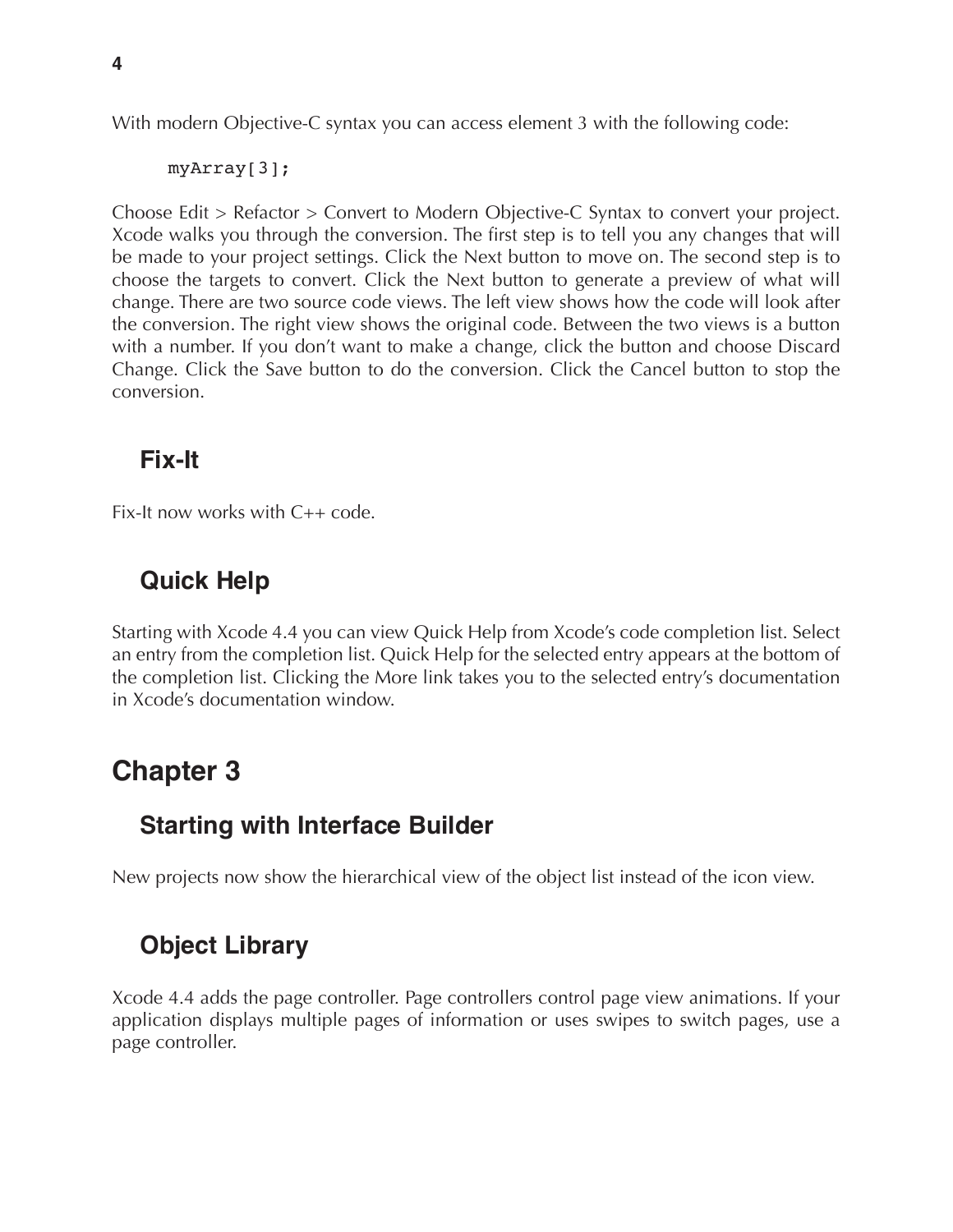With modern Objective-C syntax you can access element 3 with the following code:

```
myArray[3];
```

Choose Edit > Refactor > Convert to Modern Objective-C Syntax to convert your project. Xcode walks you through the conversion. The first step is to tell you any changes that will be made to your project settings. Click the Next button to move on. The second step is to choose the targets to convert. Click the Next button to generate a preview of what will change. There are two source code views. The left view shows how the code will look after the conversion. The right view shows the original code. Between the two views is a button with a number. If you don't want to make a change, click the button and choose Discard Change. Click the Save button to do the conversion. Click the Cancel button to stop the conversion.

### Fix-It

Fix-It now works with C++ code.

### Quick Help

Starting with Xcode 4.4 you can view Quick Help from Xcode's code completion list. Select an entry from the completion list. Quick Help for the selected entry appears at the bottom of the completion list. Clicking the More link takes you to the selected entry's documentation in Xcode's documentation window.

## Chapter 3

### Starting with Interface Builder

New projects now show the hierarchical view of the object list instead of the icon view.

### Object Library

Xcode 4.4 adds the page controller. Page controllers control page view animations. If your application displays multiple pages of information or uses swipes to switch pages, use a page controller.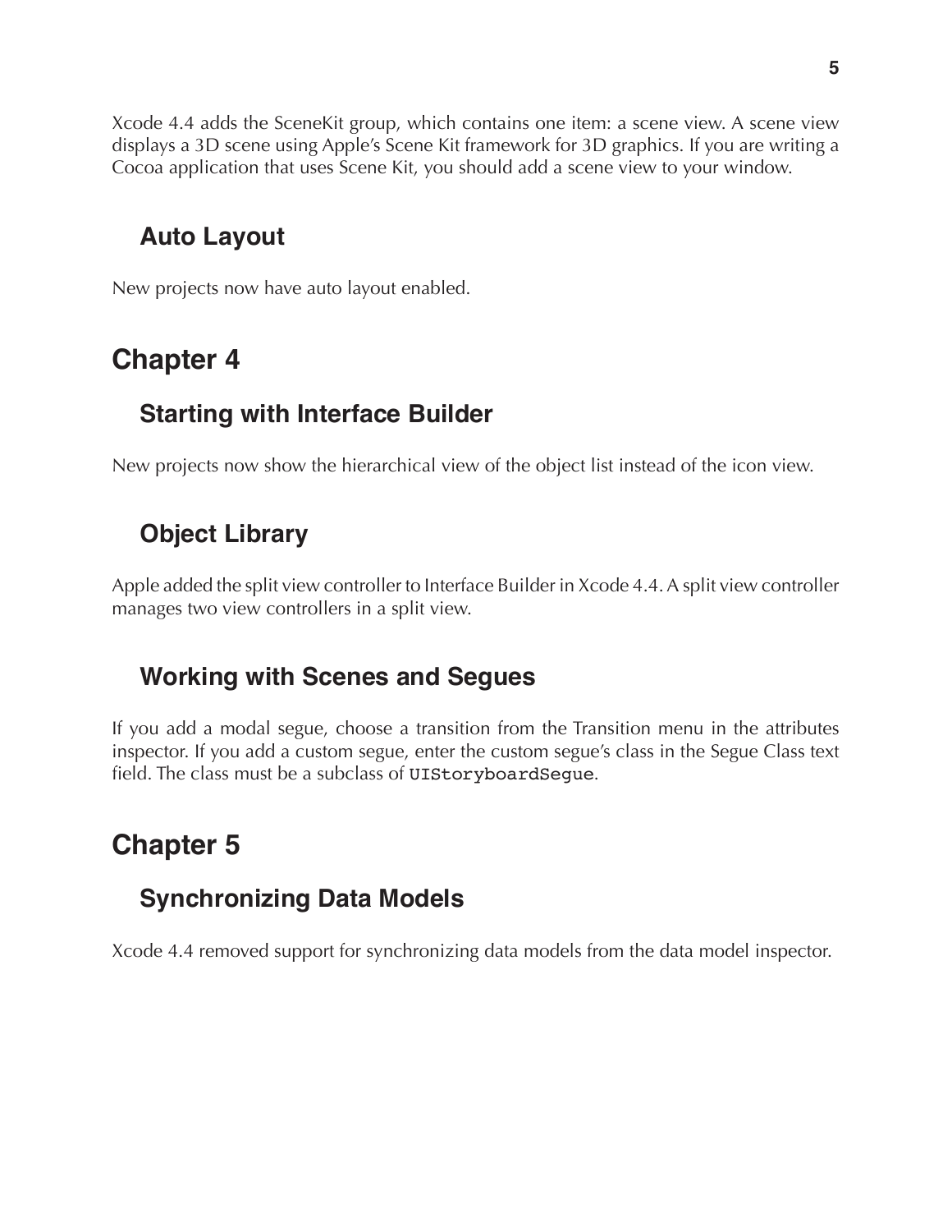Xcode 4.4 adds the SceneKit group, which contains one item: a scene view. A scene view displays a 3D scene using Apple's Scene Kit framework for 3D graphics. If you are writing a Cocoa application that uses Scene Kit, you should add a scene view to your window.

### Auto Layout

New projects now have auto layout enabled.

## Chapter 4

### Starting with Interface Builder

New projects now show the hierarchical view of the object list instead of the icon view.

### Object Library

Apple added the split view controller to Interface Builder in Xcode 4.4. A split view controller manages two view controllers in a split view.

### Working with Scenes and Segues

If you add a modal segue, choose a transition from the Transition menu in the attributes inspector. If you add a custom segue, enter the custom segue's class in the Segue Class text field. The class must be a subclass of `UIStoryboardSegue`.

## Chapter 5

### Synchronizing Data Models

Xcode 4.4 removed support for synchronizing data models from the data model inspector.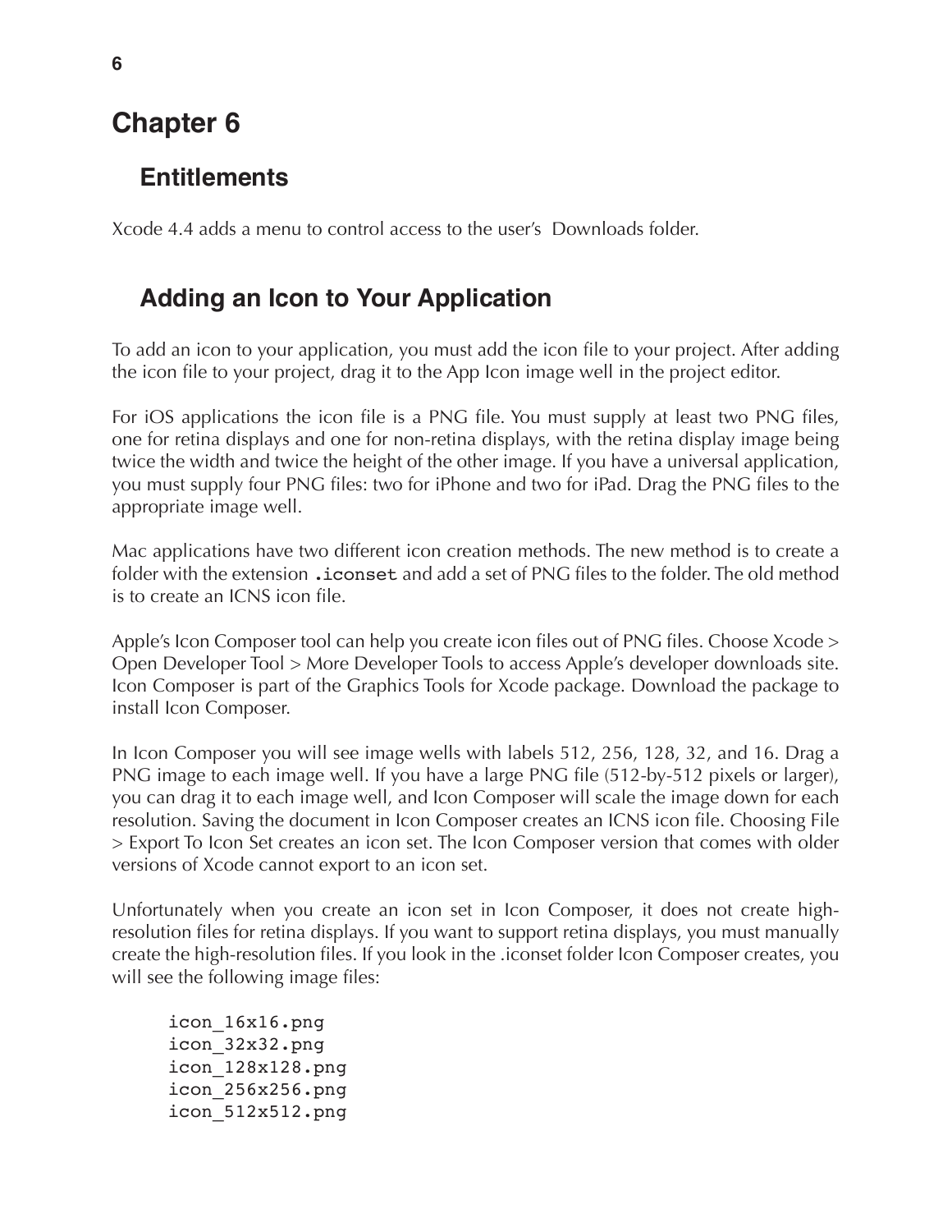# Chapter 6

## Entitlements

Xcode 4.4 adds a menu to control access to the user's Downloads folder.

## Adding an Icon to Your Application

To add an icon to your application, you must add the icon file to your project. After adding the icon file to your project, drag it to the App Icon image well in the project editor.

For iOS applications the icon file is a PNG file. You must supply at least two PNG files, one for retina displays and one for non-retina displays, with the retina display image being twice the width and twice the height of the other image. If you have a universal application, you must supply four PNG files: two for iPhone and two for iPad. Drag the PNG files to the appropriate image well.

Mac applications have two different icon creation methods. The new method is to create a folder with the extension `.iconset` and add a set of PNG files to the folder. The old method is to create an ICNS icon file.

Apple's Icon Composer tool can help you create icon files out of PNG files. Choose Xcode > Open Developer Tool > More Developer Tools to access Apple's developer downloads site. Icon Composer is part of the Graphics Tools for Xcode package. Download the package to install Icon Composer.

In Icon Composer you will see image wells with labels 512, 256, 128, 32, and 16. Drag a PNG image to each image well. If you have a large PNG file (512-by-512 pixels or larger), you can drag it to each image well, and Icon Composer will scale the image down for each resolution. Saving the document in Icon Composer creates an ICNS icon file. Choosing File > Export To Icon Set creates an icon set. The Icon Composer version that comes with older versions of Xcode cannot export to an icon set.

Unfortunately when you create an icon set in Icon Composer, it does not create high-resolution files for retina displays. If you want to support retina displays, you must manually create the high-resolution files. If you look in the .iconset folder Icon Composer creates, you will see the following image files:

```
icon_16x16.png
icon_32x32.png
icon_128x128.png
icon_256x256.png
icon_512x512.png
```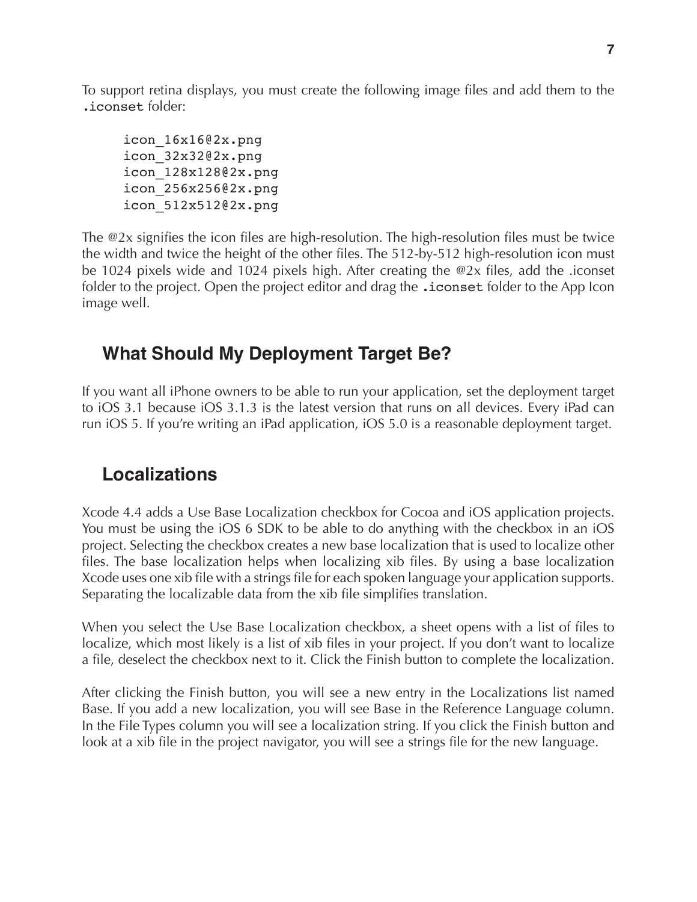To support retina displays, you must create the following image files and add them to the `.iconset` folder:

```
icon_16x16@2x.png
icon_32x32@2x.png
icon_128x128@2x.png
icon_256x256@2x.png
icon_512x512@2x.png
```

The @2x signifies the icon files are high-resolution. The high-resolution files must be twice the width and twice the height of the other files. The 512-by-512 high-resolution icon must be 1024 pixels wide and 1024 pixels high. After creating the @2x files, add the .iconset folder to the project. Open the project editor and drag the `.iconset` folder to the App Icon image well.

## What Should My Deployment Target Be?

If you want all iPhone owners to be able to run your application, set the deployment target to iOS 3.1 because iOS 3.1.3 is the latest version that runs on all devices. Every iPad can run iOS 5. If you're writing an iPad application, iOS 5.0 is a reasonable deployment target.

## Localizations

Xcode 4.4 adds a Use Base Localization checkbox for Cocoa and iOS application projects. You must be using the iOS 6 SDK to be able to do anything with the checkbox in an iOS project. Selecting the checkbox creates a new base localization that is used to localize other files. The base localization helps when localizing xib files. By using a base localization Xcode uses one xib file with a strings file for each spoken language your application supports. Separating the localizable data from the xib file simplifies translation.

When you select the Use Base Localization checkbox, a sheet opens with a list of files to localize, which most likely is a list of xib files in your project. If you don't want to localize a file, deselect the checkbox next to it. Click the Finish button to complete the localization.

After clicking the Finish button, you will see a new entry in the Localizations list named Base. If you add a new localization, you will see Base in the Reference Language column. In the File Types column you will see a localization string. If you click the Finish button and look at a xib file in the project navigator, you will see a strings file for the new language.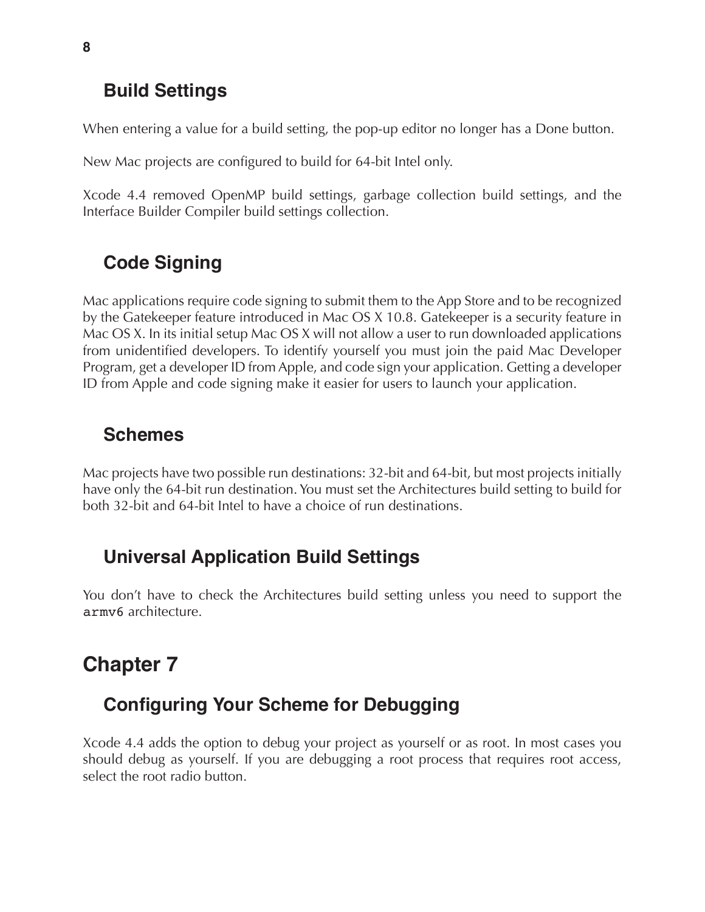## Build Settings

When entering a value for a build setting, the pop-up editor no longer has a Done button.

New Mac projects are configured to build for 64-bit Intel only.

Xcode 4.4 removed OpenMP build settings, garbage collection build settings, and the Interface Builder Compiler build settings collection.

## Code Signing

Mac applications require code signing to submit them to the App Store and to be recognized by the Gatekeeper feature introduced in Mac OS X 10.8. Gatekeeper is a security feature in Mac OS X. In its initial setup Mac OS X will not allow a user to run downloaded applications from unidentified developers. To identify yourself you must join the paid Mac Developer Program, get a developer ID from Apple, and code sign your application. Getting a developer ID from Apple and code signing make it easier for users to launch your application.

## Schemes

Mac projects have two possible run destinations: 32-bit and 64-bit, but most projects initially have only the 64-bit run destination. You must set the Architectures build setting to build for both 32-bit and 64-bit Intel to have a choice of run destinations.

## Universal Application Build Settings

You don't have to check the Architectures build setting unless you need to support the `armv6` architecture.

# Chapter 7

## Configuring Your Scheme for Debugging

Xcode 4.4 adds the option to debug your project as yourself or as root. In most cases you should debug as yourself. If you are debugging a root process that requires root access, select the root radio button.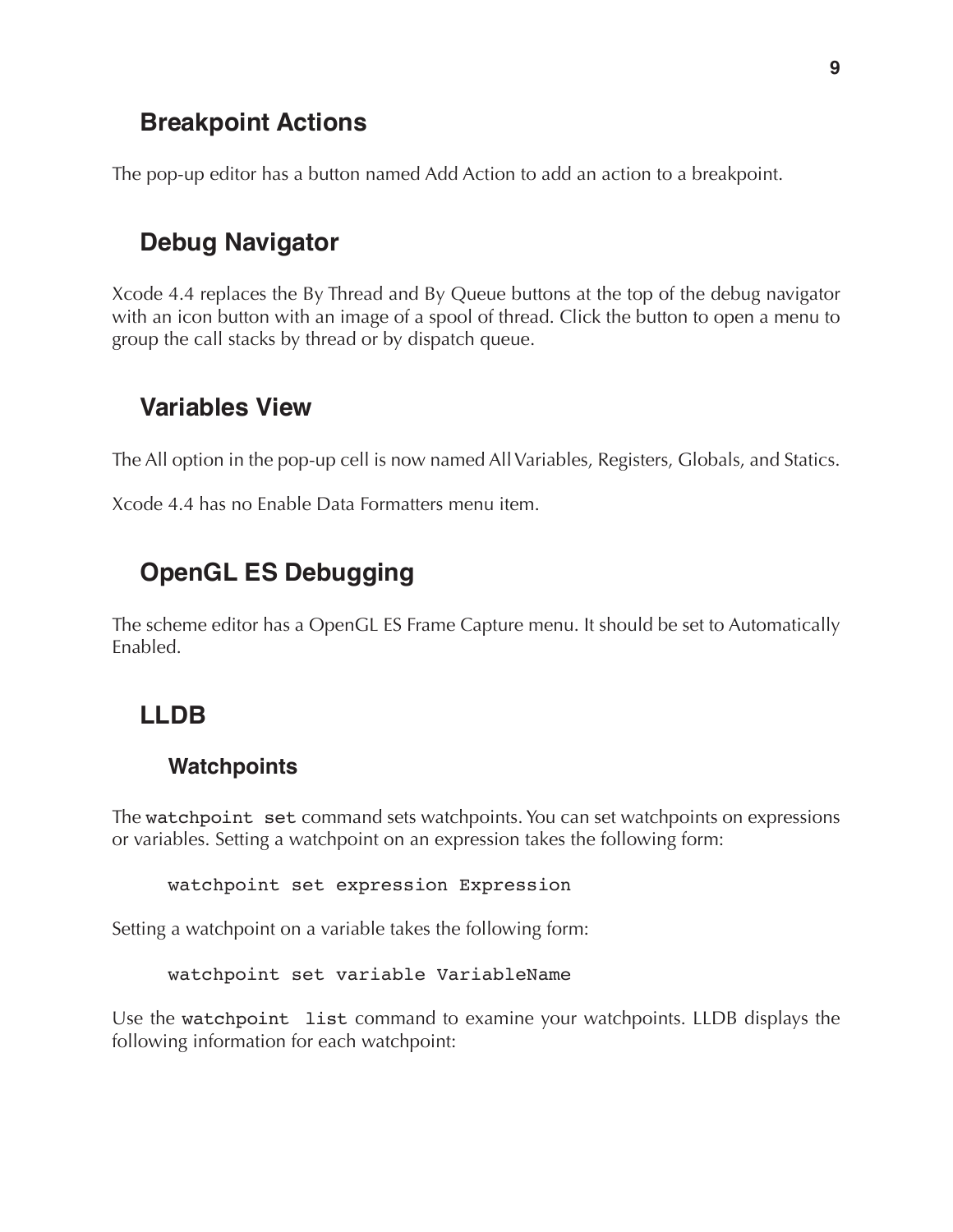## Breakpoint Actions

The pop-up editor has a button named Add Action to add an action to a breakpoint.

## Debug Navigator

Xcode 4.4 replaces the By Thread and By Queue buttons at the top of the debug navigator with an icon button with an image of a spool of thread. Click the button to open a menu to group the call stacks by thread or by dispatch queue.

## Variables View

The All option in the pop-up cell is now named All Variables, Registers, Globals, and Statics.

Xcode 4.4 has no Enable Data Formatters menu item.

## OpenGL ES Debugging

The scheme editor has a OpenGL ES Frame Capture menu. It should be set to Automatically Enabled.

## LLDB

### Watchpoints

The `watchpoint set` command sets watchpoints. You can set watchpoints on expressions or variables. Setting a watchpoint on an expression takes the following form:

```
watchpoint set expression Expression
```

Setting a watchpoint on a variable takes the following form:

```
watchpoint set variable VariableName
```

Use the `watchpoint list` command to examine your watchpoints. LLDB displays the following information for each watchpoint: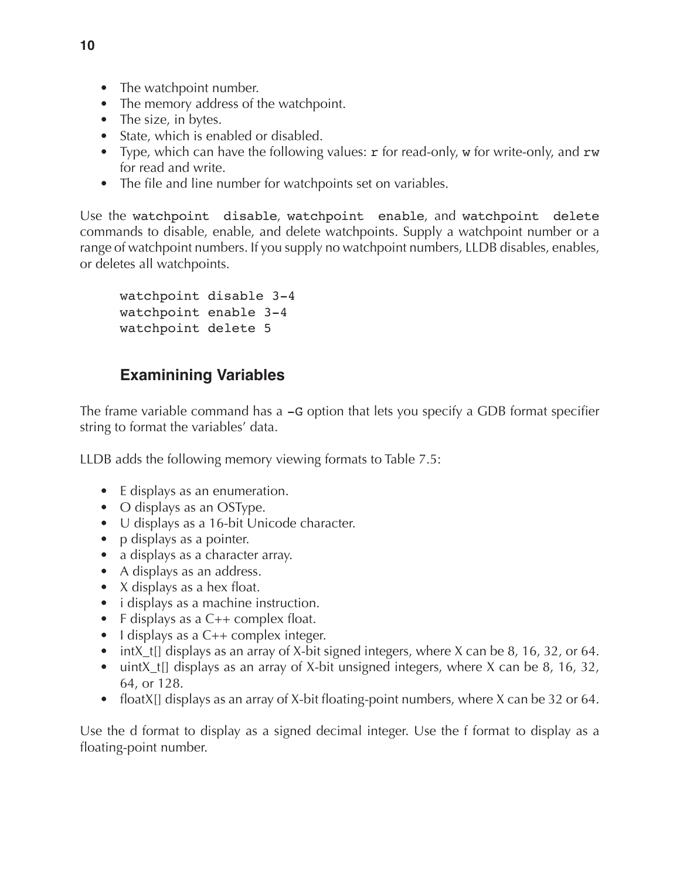- The watchpoint number.
- The memory address of the watchpoint.
- The size, in bytes.
- State, which is enabled or disabled.
- Type, which can have the following values: `r` for read-only, `w` for write-only, and `rw` for read and write.
- The file and line number for watchpoints set on variables.

Use the `watchpoint disable`, `watchpoint enable`, and `watchpoint delete` commands to disable, enable, and delete watchpoints. Supply a watchpoint number or a range of watchpoint numbers. If you supply no watchpoint numbers, LLDB disables, enables, or deletes all watchpoints.

```
watchpoint disable 3-4
watchpoint enable 3-4
watchpoint delete 5
```

## Examinining Variables

The frame variable command has a `-G` option that lets you specify a GDB format specifier string to format the variables' data.

LLDB adds the following memory viewing formats to Table 7.5:

- E displays as an enumeration.
- O displays as an OSType.
- U displays as a 16-bit Unicode character.
- p displays as a pointer.
- a displays as a character array.
- A displays as an address.
- X displays as a hex float.
- i displays as a machine instruction.
- F displays as a C++ complex float.
- I displays as a C++ complex integer.
- intX_t[] displays as an array of X-bit signed integers, where X can be 8, 16, 32, or 64.
- uintX_t[] displays as an array of X-bit unsigned integers, where X can be 8, 16, 32, 64, or 128.
- floatX[] displays as an array of X-bit floating-point numbers, where X can be 32 or 64.

Use the d format to display as a signed decimal integer. Use the f format to display as a floating-point number.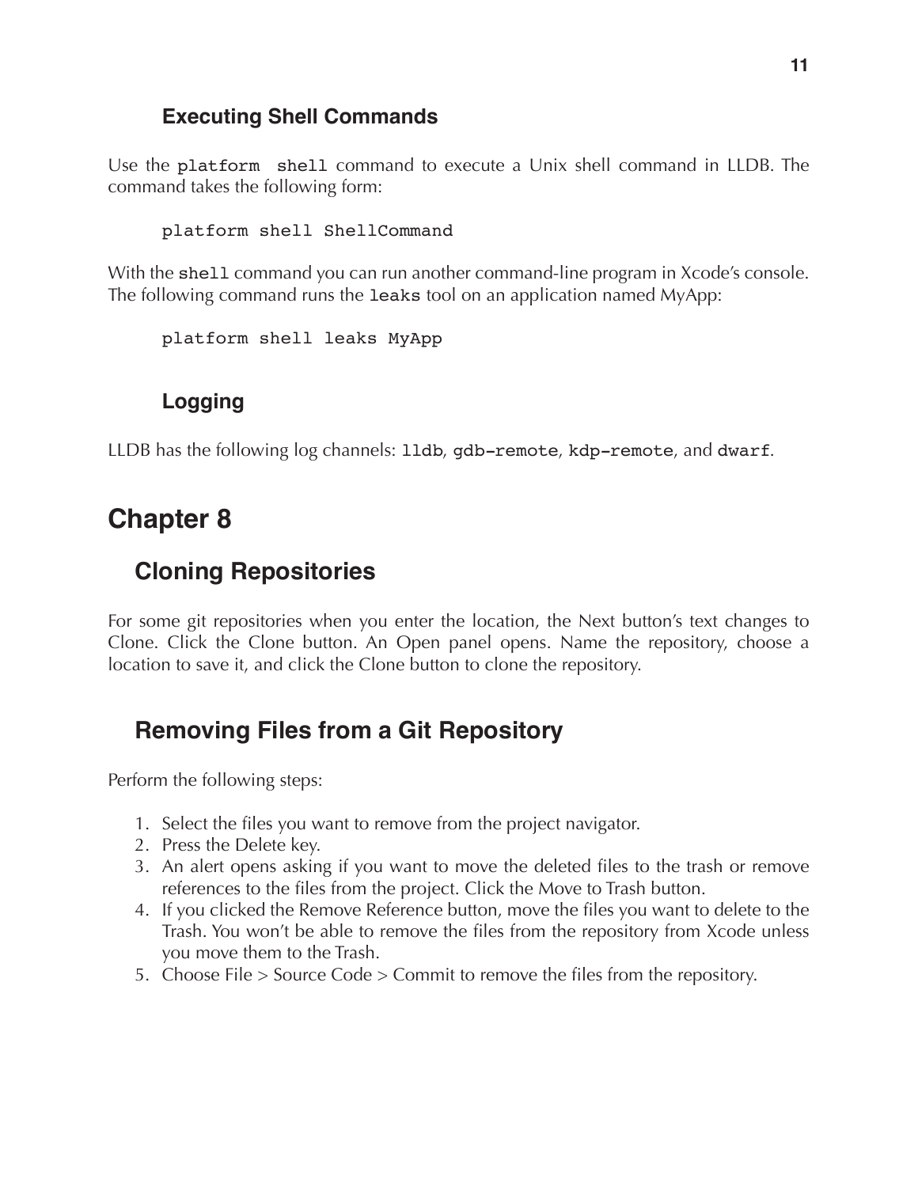### Executing Shell Commands

Use the `platform shell` command to execute a Unix shell command in LLDB. The command takes the following form:

```
platform shell ShellCommand
```

With the `shell` command you can run another command-line program in Xcode's console. The following command runs the `leaks` tool on an application named MyApp:

```
platform shell leaks MyApp
```

### Logging

LLDB has the following log channels: `lldb`, `gdb-remote`, `kdp-remote`, and `dwarf`.

# Chapter 8

## Cloning Repositories

For some git repositories when you enter the location, the Next button's text changes to Clone. Click the Clone button. An Open panel opens. Name the repository, choose a location to save it, and click the Clone button to clone the repository.

## Removing Files from a Git Repository

Perform the following steps:

1. Select the files you want to remove from the project navigator.
2. Press the Delete key.
3. An alert opens asking if you want to move the deleted files to the trash or remove references to the files from the project. Click the Move to Trash button.
4. If you clicked the Remove Reference button, move the files you want to delete to the Trash. You won't be able to remove the files from the repository from Xcode unless you move them to the Trash.
5. Choose File > Source Code > Commit to remove the files from the repository.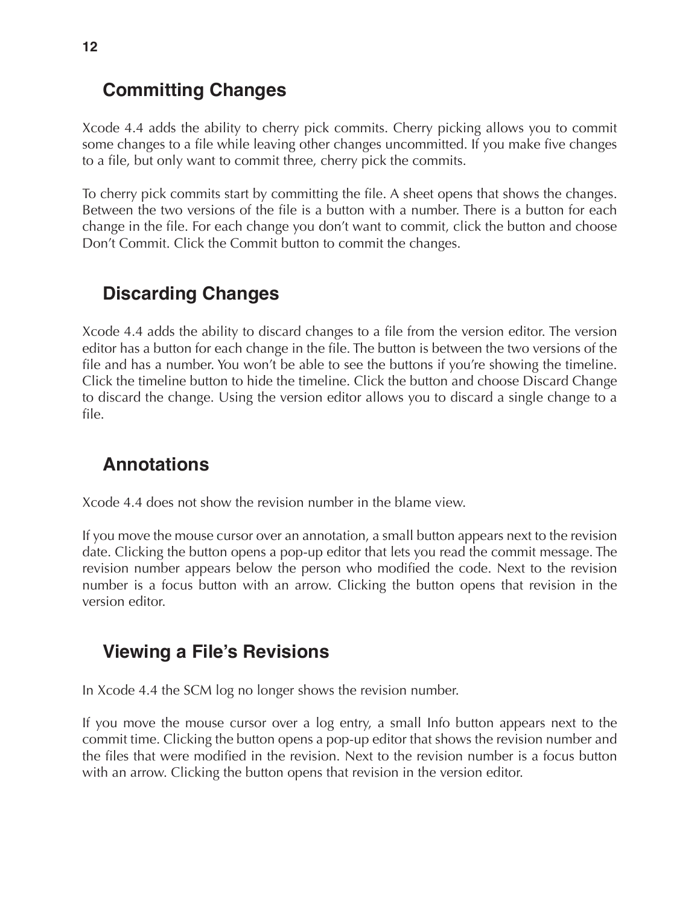## Committing Changes

Xcode 4.4 adds the ability to cherry pick commits. Cherry picking allows you to commit some changes to a file while leaving other changes uncommitted. If you make five changes to a file, but only want to commit three, cherry pick the commits.

To cherry pick commits start by committing the file. A sheet opens that shows the changes. Between the two versions of the file is a button with a number. There is a button for each change in the file. For each change you don't want to commit, click the button and choose Don't Commit. Click the Commit button to commit the changes.

## Discarding Changes

Xcode 4.4 adds the ability to discard changes to a file from the version editor. The version editor has a button for each change in the file. The button is between the two versions of the file and has a number. You won't be able to see the buttons if you're showing the timeline. Click the timeline button to hide the timeline. Click the button and choose Discard Change to discard the change. Using the version editor allows you to discard a single change to a file.

## Annotations

Xcode 4.4 does not show the revision number in the blame view.

If you move the mouse cursor over an annotation, a small button appears next to the revision date. Clicking the button opens a pop-up editor that lets you read the commit message. The revision number appears below the person who modified the code. Next to the revision number is a focus button with an arrow. Clicking the button opens that revision in the version editor.

## Viewing a File's Revisions

In Xcode 4.4 the SCM log no longer shows the revision number.

If you move the mouse cursor over a log entry, a small Info button appears next to the commit time. Clicking the button opens a pop-up editor that shows the revision number and the files that were modified in the revision. Next to the revision number is a focus button with an arrow. Clicking the button opens that revision in the version editor.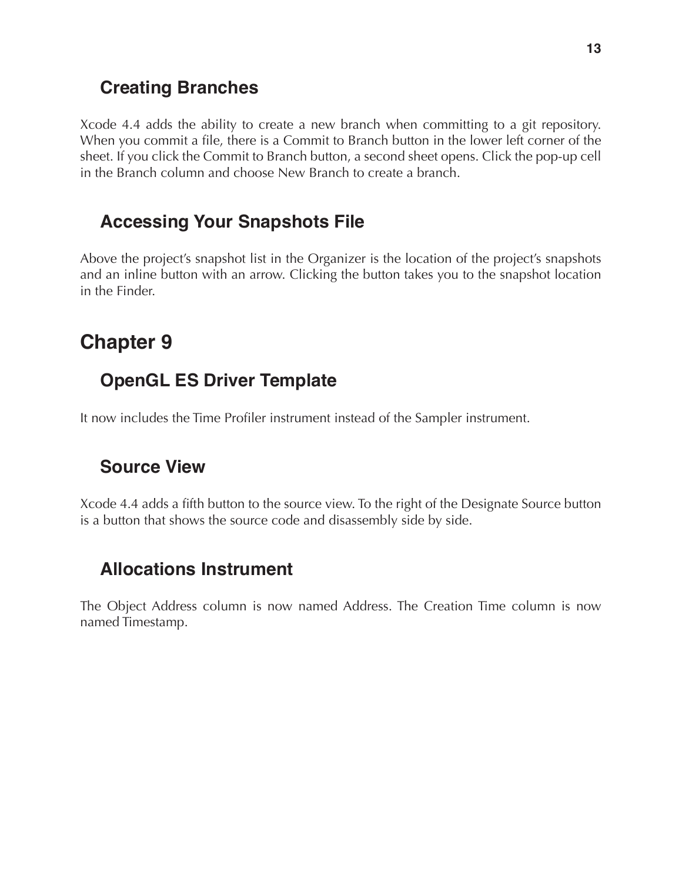### Creating Branches

Xcode 4.4 adds the ability to create a new branch when committing to a git repository. When you commit a file, there is a Commit to Branch button in the lower left corner of the sheet. If you click the Commit to Branch button, a second sheet opens. Click the pop-up cell in the Branch column and choose New Branch to create a branch.

### Accessing Your Snapshots File

Above the project's snapshot list in the Organizer is the location of the project's snapshots and an inline button with an arrow. Clicking the button takes you to the snapshot location in the Finder.

## Chapter 9

### OpenGL ES Driver Template

It now includes the Time Profiler instrument instead of the Sampler instrument.

### Source View

Xcode 4.4 adds a fifth button to the source view. To the right of the Designate Source button is a button that shows the source code and disassembly side by side.

### Allocations Instrument

The Object Address column is now named Address. The Creation Time column is now named Timestamp.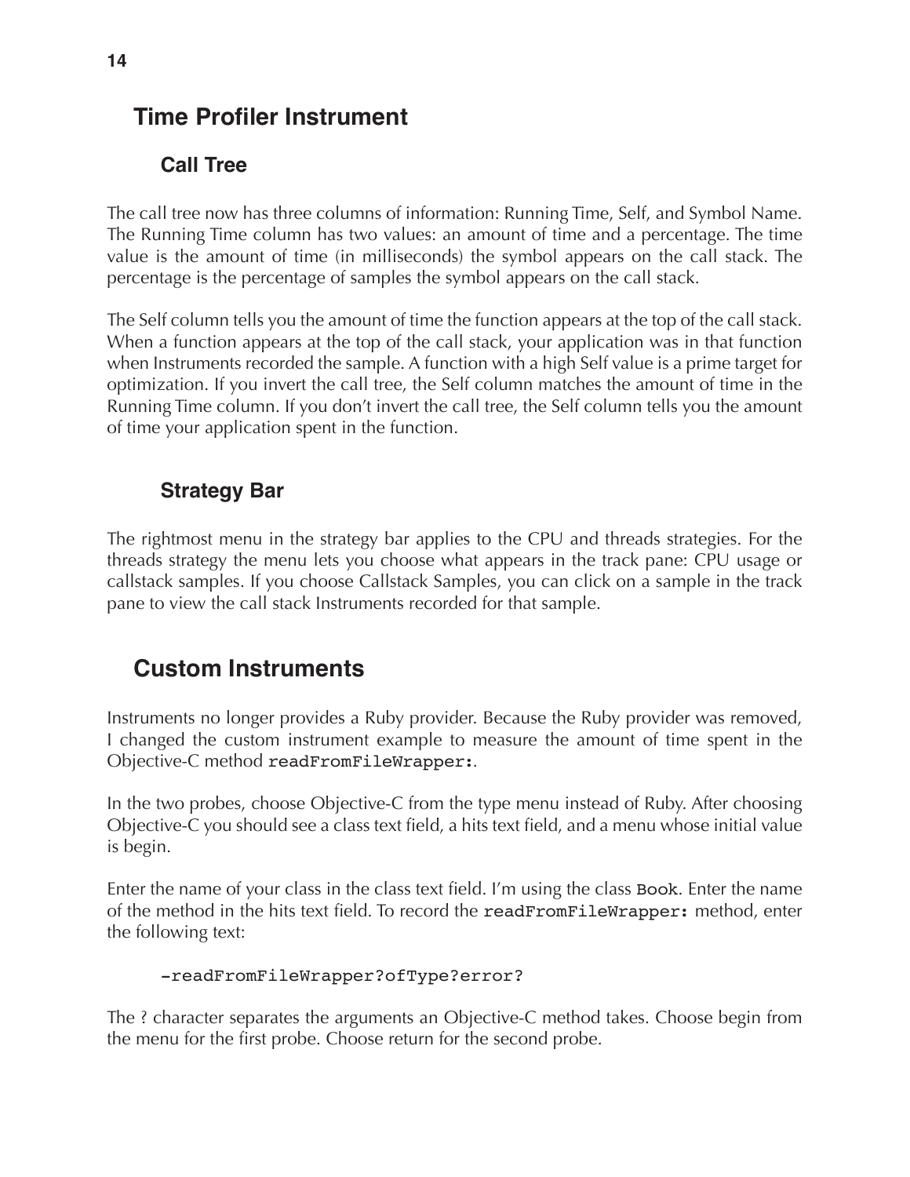## Time Profiler Instrument

### Call Tree

The call tree now has three columns of information: Running Time, Self, and Symbol Name. The Running Time column has two values: an amount of time and a percentage. The time value is the amount of time (in milliseconds) the symbol appears on the call stack. The percentage is the percentage of samples the symbol appears on the call stack.

The Self column tells you the amount of time the function appears at the top of the call stack. When a function appears at the top of the call stack, your application was in that function when Instruments recorded the sample. A function with a high Self value is a prime target for optimization. If you invert the call tree, the Self column matches the amount of time in the Running Time column. If you don't invert the call tree, the Self column tells you the amount of time your application spent in the function.

### Strategy Bar

The rightmost menu in the strategy bar applies to the CPU and threads strategies. For the threads strategy the menu lets you choose what appears in the track pane: CPU usage or callstack samples. If you choose Callstack Samples, you can click on a sample in the track pane to view the call stack Instruments recorded for that sample.

## Custom Instruments

Instruments no longer provides a Ruby provider. Because the Ruby provider was removed, I changed the custom instrument example to measure the amount of time spent in the Objective-C method `readFromFileWrapper:`.

In the two probes, choose Objective-C from the type menu instead of Ruby. After choosing Objective-C you should see a class text field, a hits text field, and a menu whose initial value is begin.

Enter the name of your class in the class text field. I'm using the class `Book`. Enter the name of the method in the hits text field. To record the `readFromFileWrapper:` method, enter the following text:

```
-readFromFileWrapper?ofType?error?
```

The ? character separates the arguments an Objective-C method takes. Choose begin from the menu for the first probe. Choose return for the second probe.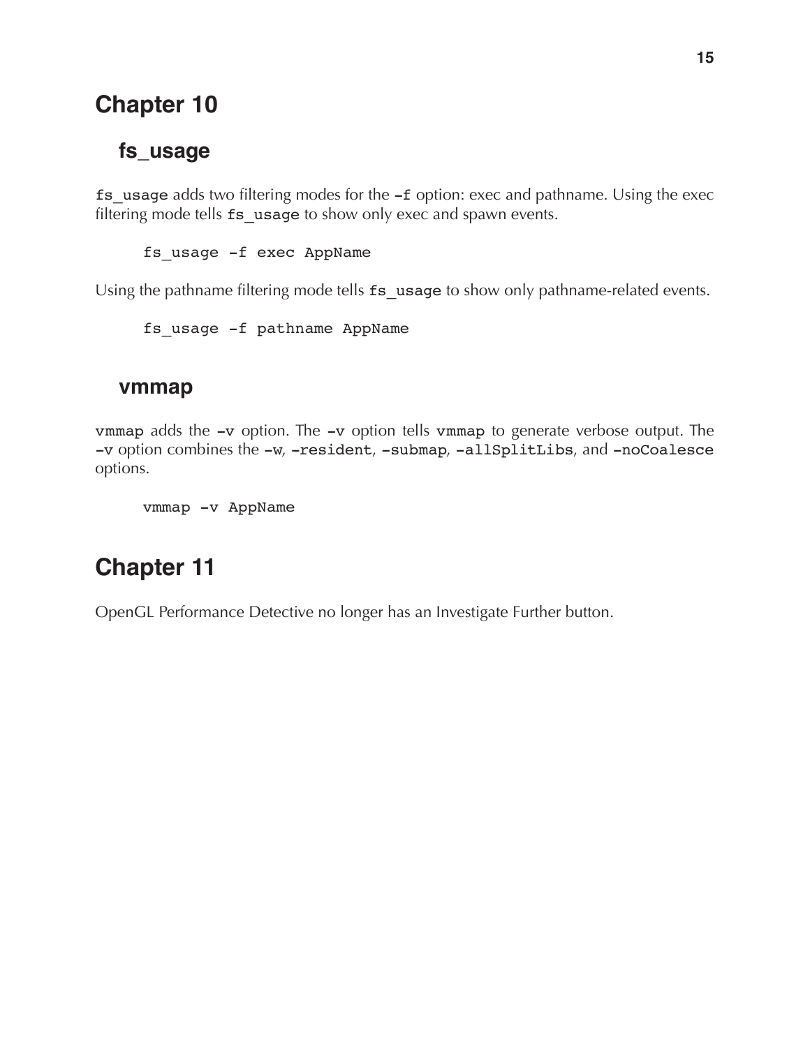# Chapter 10

## fs_usage

`fs_usage` adds two filtering modes for the `-f` option: exec and pathname. Using the exec filtering mode tells `fs_usage` to show only exec and spawn events.

```
fs_usage -f exec AppName
```

Using the pathname filtering mode tells `fs_usage` to show only pathname-related events.

```
fs_usage -f pathname AppName
```

## vmmap

`vmmap` adds the `-v` option. The `-v` option tells `vmmap` to generate verbose output. The `-v` option combines the `-w`, `-resident`, `-submap`, `-allSplitLibs`, and `-noCoalesce` options.

```
vmmap -v AppName
```

# Chapter 11

OpenGL Performance Detective no longer has an Investigate Further button.